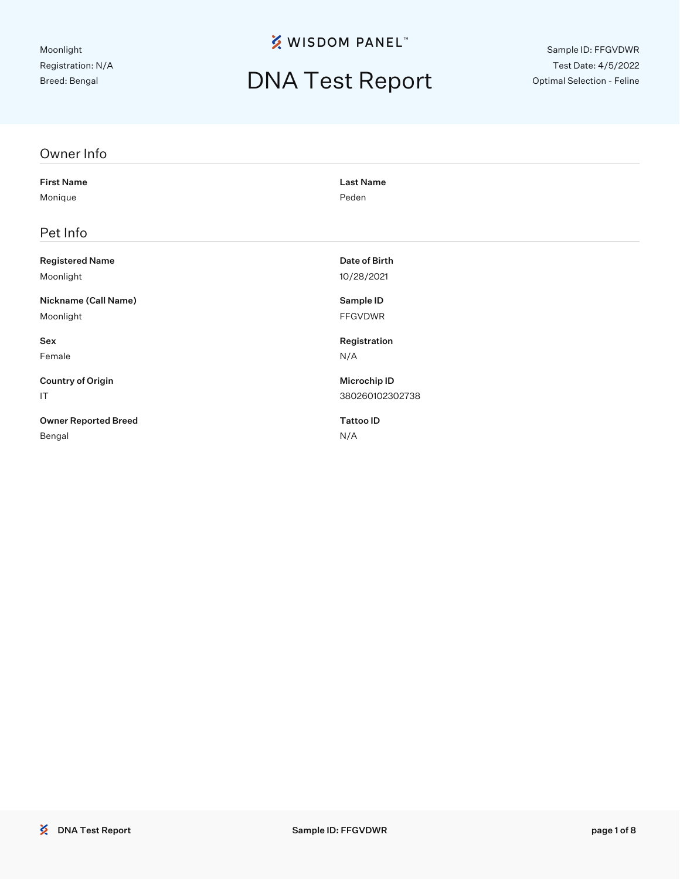Moonlight
Registration: N/A
Breed: Bengal

WISDOM PANEL™

# DNA Test Report

Sample ID: FFGVDWR
Test Date: 4/5/2022
Optimal Selection - Feline

## Owner Info

**First Name**
Monique

**Last Name**
Peden

## Pet Info

**Registered Name**
Moonlight

**Date of Birth**
10/28/2021

**Nickname (Call Name)**
Moonlight

**Sample ID**
FFGVDWR

**Sex**
Female

**Registration**
N/A

**Country of Origin**
IT

**Microchip ID**
380260102302738

**Owner Reported Breed**
Bengal

**Tattoo ID**
N/A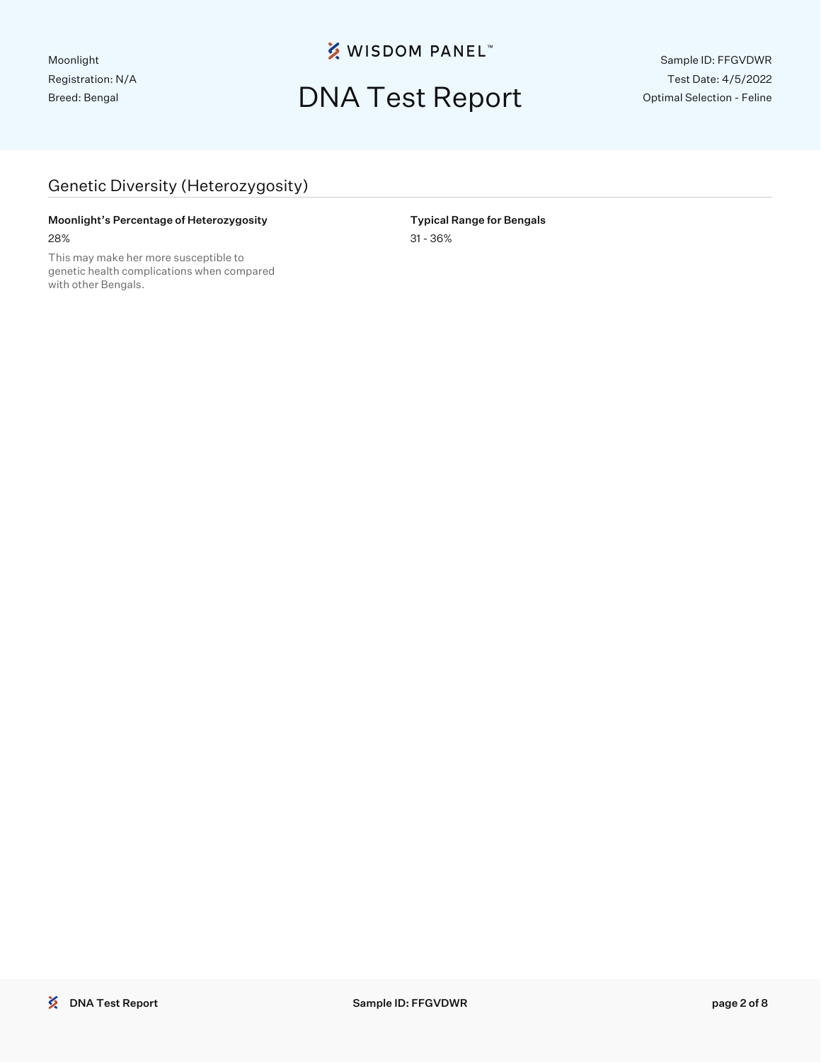## Genetic Diversity (Heterozygosity)

**Moonlight's Percentage of Heterozygosity**

28%

This may make her more susceptible to genetic health complications when compared with other Bengals.

**Typical Range for Bengals**

31 - 36%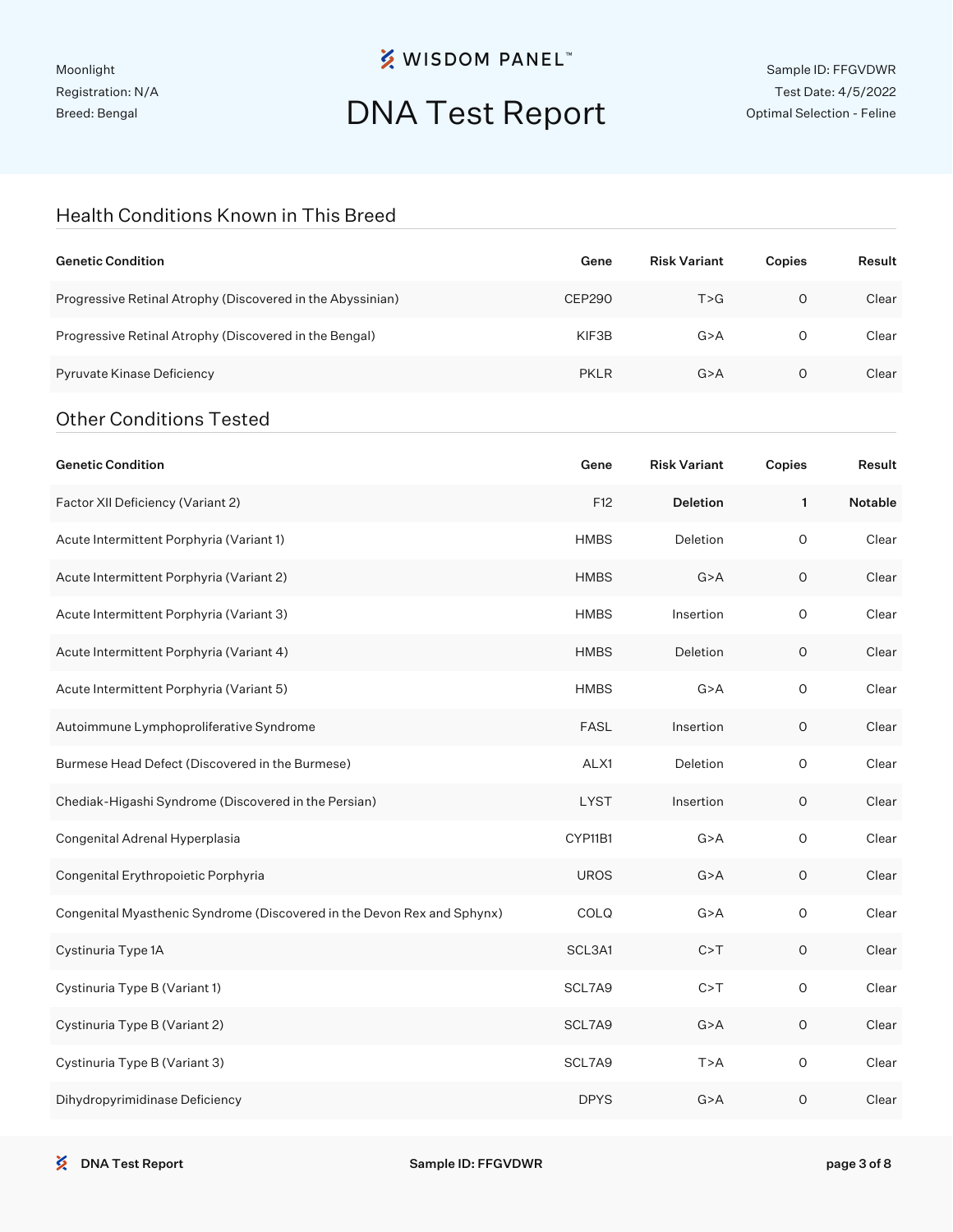Moonlight
Registration: N/A
Breed: Bengal

WISDOM PANEL™

# DNA Test Report

Sample ID: FFGVDWR
Test Date: 4/5/2022
Optimal Selection - Feline

## Health Conditions Known in This Breed

| Genetic Condition | Gene | Risk Variant | Copies | Result |
|---|---|---|---|---|
| Progressive Retinal Atrophy (Discovered in the Abyssinian) | CEP290 | T>G | 0 | Clear |
| Progressive Retinal Atrophy (Discovered in the Bengal) | KIF3B | G>A | 0 | Clear |
| Pyruvate Kinase Deficiency | PKLR | G>A | 0 | Clear |

## Other Conditions Tested

| Genetic Condition | Gene | Risk Variant | Copies | Result |
|---|---|---|---|---|
| Factor XII Deficiency (Variant 2) | F12 | **Deletion** | **1** | **Notable** |
| Acute Intermittent Porphyria (Variant 1) | HMBS | Deletion | 0 | Clear |
| Acute Intermittent Porphyria (Variant 2) | HMBS | G>A | 0 | Clear |
| Acute Intermittent Porphyria (Variant 3) | HMBS | Insertion | 0 | Clear |
| Acute Intermittent Porphyria (Variant 4) | HMBS | Deletion | 0 | Clear |
| Acute Intermittent Porphyria (Variant 5) | HMBS | G>A | 0 | Clear |
| Autoimmune Lymphoproliferative Syndrome | FASL | Insertion | 0 | Clear |
| Burmese Head Defect (Discovered in the Burmese) | ALX1 | Deletion | 0 | Clear |
| Chediak-Higashi Syndrome (Discovered in the Persian) | LYST | Insertion | 0 | Clear |
| Congenital Adrenal Hyperplasia | CYP11B1 | G>A | 0 | Clear |
| Congenital Erythropoietic Porphyria | UROS | G>A | 0 | Clear |
| Congenital Myasthenic Syndrome (Discovered in the Devon Rex and Sphynx) | COLQ | G>A | 0 | Clear |
| Cystinuria Type 1A | SCL3A1 | C>T | 0 | Clear |
| Cystinuria Type B (Variant 1) | SCL7A9 | C>T | 0 | Clear |
| Cystinuria Type B (Variant 2) | SCL7A9 | G>A | 0 | Clear |
| Cystinuria Type B (Variant 3) | SCL7A9 | T>A | 0 | Clear |
| Dihydropyrimidinase Deficiency | DPYS | G>A | 0 | Clear |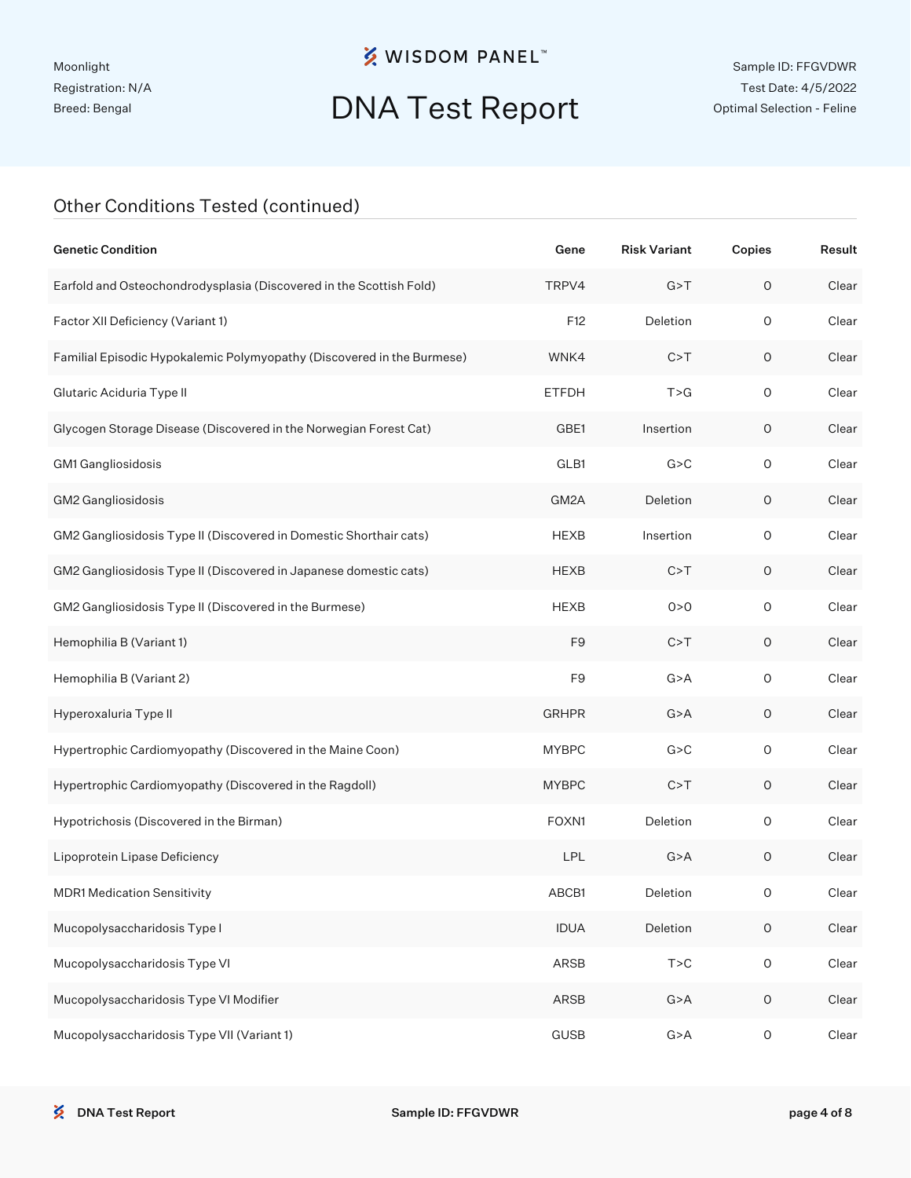Moonlight
Registration: N/A
Breed: Bengal

# DNA Test Report

Sample ID: FFGVDWR
Test Date: 4/5/2022
Optimal Selection - Feline

## Other Conditions Tested (continued)

| Genetic Condition | Gene | Risk Variant | Copies | Result |
|---|---|---|---|---|
| Earfold and Osteochondrodysplasia (Discovered in the Scottish Fold) | TRPV4 | G>T | 0 | Clear |
| Factor XII Deficiency (Variant 1) | F12 | Deletion | 0 | Clear |
| Familial Episodic Hypokalemic Polymyopathy (Discovered in the Burmese) | WNK4 | C>T | 0 | Clear |
| Glutaric Aciduria Type II | ETFDH | T>G | 0 | Clear |
| Glycogen Storage Disease (Discovered in the Norwegian Forest Cat) | GBE1 | Insertion | 0 | Clear |
| GM1 Gangliosidosis | GLB1 | G>C | 0 | Clear |
| GM2 Gangliosidosis | GM2A | Deletion | 0 | Clear |
| GM2 Gangliosidosis Type II (Discovered in Domestic Shorthair cats) | HEXB | Insertion | 0 | Clear |
| GM2 Gangliosidosis Type II (Discovered in Japanese domestic cats) | HEXB | C>T | 0 | Clear |
| GM2 Gangliosidosis Type II (Discovered in the Burmese) | HEXB | 0>0 | 0 | Clear |
| Hemophilia B (Variant 1) | F9 | C>T | 0 | Clear |
| Hemophilia B (Variant 2) | F9 | G>A | 0 | Clear |
| Hyperoxaluria Type II | GRHPR | G>A | 0 | Clear |
| Hypertrophic Cardiomyopathy (Discovered in the Maine Coon) | MYBPC | G>C | 0 | Clear |
| Hypertrophic Cardiomyopathy (Discovered in the Ragdoll) | MYBPC | C>T | 0 | Clear |
| Hypotrichosis (Discovered in the Birman) | FOXN1 | Deletion | 0 | Clear |
| Lipoprotein Lipase Deficiency | LPL | G>A | 0 | Clear |
| MDR1 Medication Sensitivity | ABCB1 | Deletion | 0 | Clear |
| Mucopolysaccharidosis Type I | IDUA | Deletion | 0 | Clear |
| Mucopolysaccharidosis Type VI | ARSB | T>C | 0 | Clear |
| Mucopolysaccharidosis Type VI Modifier | ARSB | G>A | 0 | Clear |
| Mucopolysaccharidosis Type VII (Variant 1) | GUSB | G>A | 0 | Clear |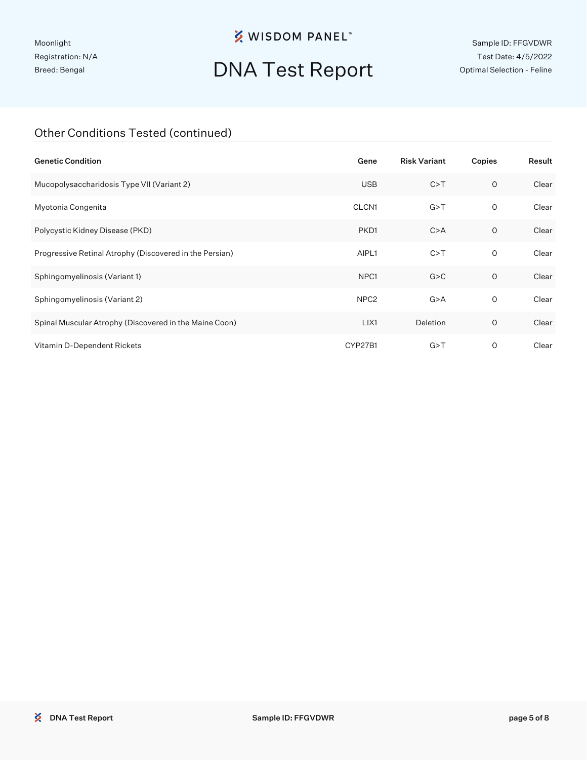Moonlight
Registration: N/A
Breed: Bengal

# DNA Test Report

Sample ID: FFGVDWR
Test Date: 4/5/2022
Optimal Selection - Feline

## Other Conditions Tested (continued)

| Genetic Condition | Gene | Risk Variant | Copies | Result |
|---|---|---|---|---|
| Mucopolysaccharidosis Type VII (Variant 2) | USB | C>T | 0 | Clear |
| Myotonia Congenita | CLCN1 | G>T | 0 | Clear |
| Polycystic Kidney Disease (PKD) | PKD1 | C>A | 0 | Clear |
| Progressive Retinal Atrophy (Discovered in the Persian) | AIPL1 | C>T | 0 | Clear |
| Sphingomyelinosis (Variant 1) | NPC1 | G>C | 0 | Clear |
| Sphingomyelinosis (Variant 2) | NPC2 | G>A | 0 | Clear |
| Spinal Muscular Atrophy (Discovered in the Maine Coon) | LIX1 | Deletion | 0 | Clear |
| Vitamin D-Dependent Rickets | CYP27B1 | G>T | 0 | Clear |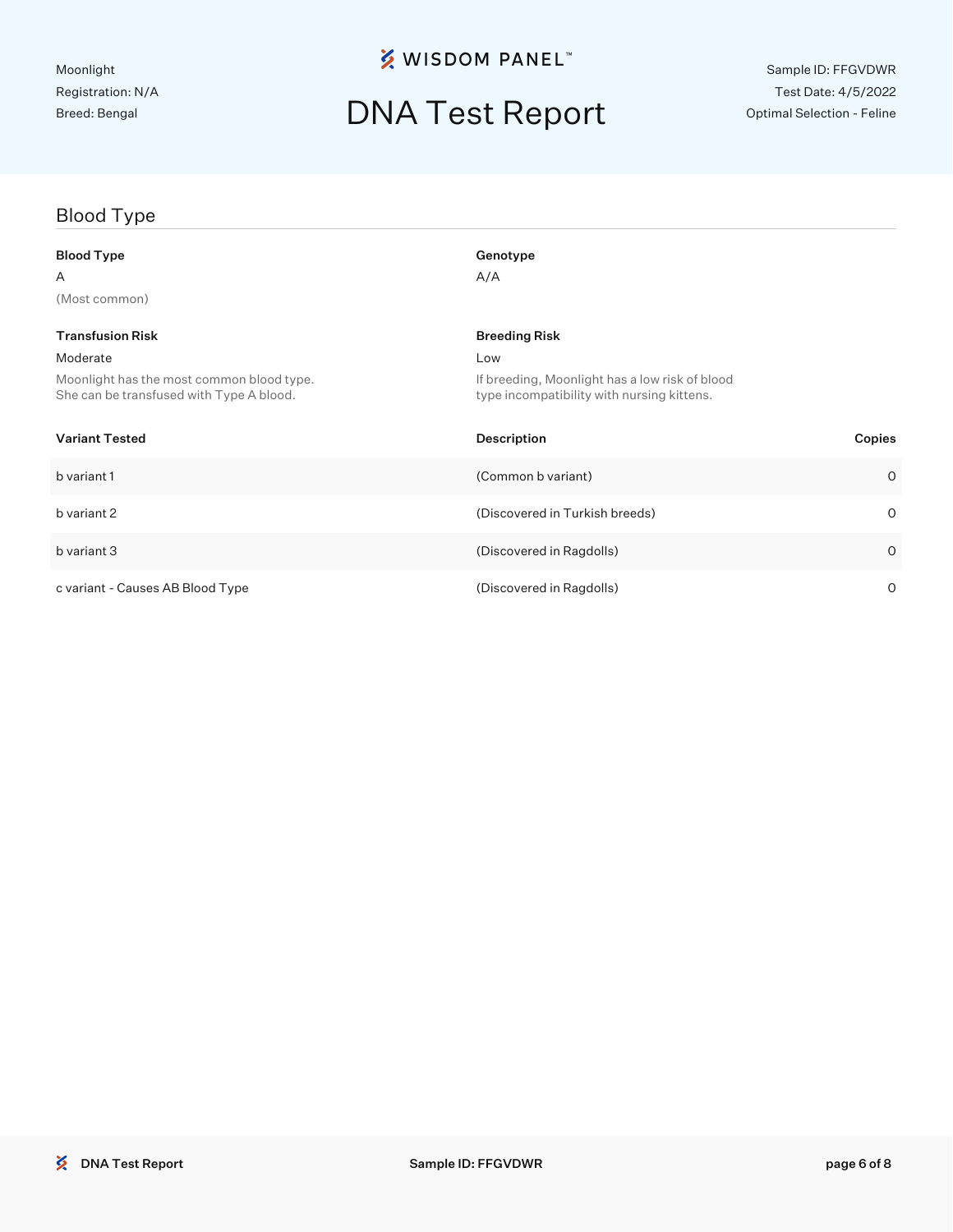Moonlight
Registration: N/A
Breed: Bengal

# DNA Test Report

Sample ID: FFGVDWR
Test Date: 4/5/2022
Optimal Selection - Feline

## Blood Type

**Blood Type**
A
(Most common)

**Genotype**
A/A

**Transfusion Risk**
Moderate
Moonlight has the most common blood type. She can be transfused with Type A blood.

**Breeding Risk**
Low
If breeding, Moonlight has a low risk of blood type incompatibility with nursing kittens.

| Variant Tested | Description | Copies |
|---|---|---|
| b variant 1 | (Common b variant) | 0 |
| b variant 2 | (Discovered in Turkish breeds) | 0 |
| b variant 3 | (Discovered in Ragdolls) | 0 |
| c variant - Causes AB Blood Type | (Discovered in Ragdolls) | 0 |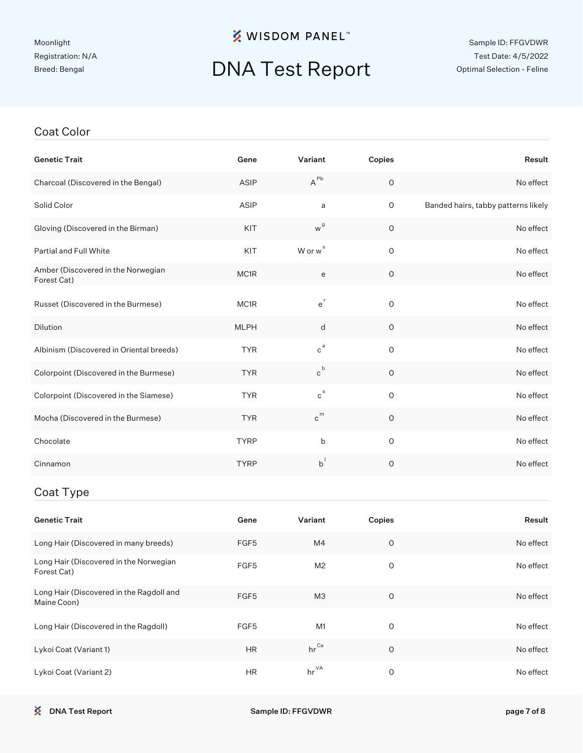Moonlight
Registration: N/A
Breed: Bengal

**WISDOM PANEL™**

# DNA Test Report

Sample ID: FFGVDWR
Test Date: 4/5/2022
Optimal Selection - Feline

## Coat Color

| Genetic Trait | Gene | Variant | Copies | Result |
|---|---|---|---|---|
| Charcoal (Discovered in the Bengal) | ASIP | $A^{Pb}$ | 0 | No effect |
| Solid Color | ASIP | a | 0 | Banded hairs, tabby patterns likely |
| Gloving (Discovered in the Birman) | KIT | $w^{g}$ | 0 | No effect |
| Partial and Full White | KIT | W or $w^{s}$ | 0 | No effect |
| Amber (Discovered in the Norwegian Forest Cat) | MC1R | e | 0 | No effect |
| Russet (Discovered in the Burmese) | MC1R | $e^{r}$ | 0 | No effect |
| Dilution | MLPH | d | 0 | No effect |
| Albinism (Discovered in Oriental breeds) | TYR | $c^{a}$ | 0 | No effect |
| Colorpoint (Discovered in the Burmese) | TYR | $c^{b}$ | 0 | No effect |
| Colorpoint (Discovered in the Siamese) | TYR | $c^{s}$ | 0 | No effect |
| Mocha (Discovered in the Burmese) | TYR | $c^{m}$ | 0 | No effect |
| Chocolate | TYRP | b | 0 | No effect |
| Cinnamon | TYRP | $b^{l}$ | 0 | No effect |

## Coat Type

| Genetic Trait | Gene | Variant | Copies | Result |
|---|---|---|---|---|
| Long Hair (Discovered in many breeds) | FGF5 | M4 | 0 | No effect |
| Long Hair (Discovered in the Norwegian Forest Cat) | FGF5 | M2 | 0 | No effect |
| Long Hair (Discovered in the Ragdoll and Maine Coon) | FGF5 | M3 | 0 | No effect |
| Long Hair (Discovered in the Ragdoll) | FGF5 | M1 | 0 | No effect |
| Lykoi Coat (Variant 1) | HR | $hr^{Ca}$ | 0 | No effect |
| Lykoi Coat (Variant 2) | HR | $hr^{VA}$ | 0 | No effect |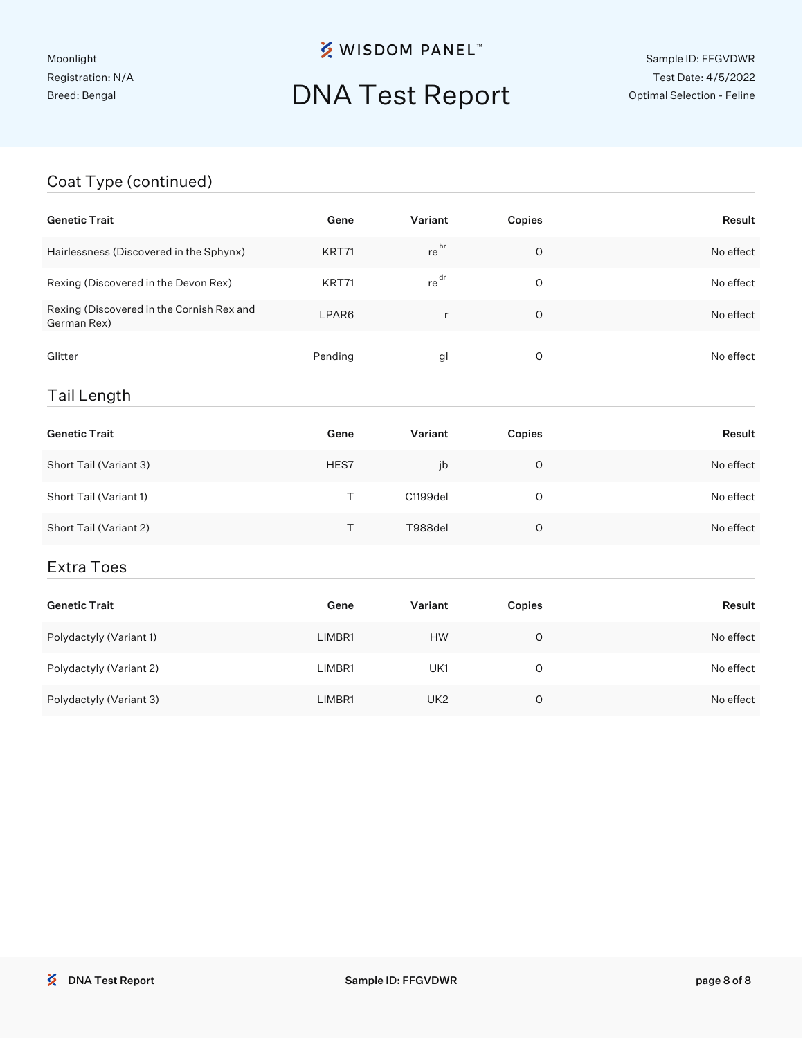## Coat Type (continued)

| Genetic Trait | Gene | Variant | Copies | Result |
|---|---|---|---|---|
| Hairlessness (Discovered in the Sphynx) | KRT71 | $re^{hr}$ | 0 | No effect |
| Rexing (Discovered in the Devon Rex) | KRT71 | $re^{dr}$ | 0 | No effect |
| Rexing (Discovered in the Cornish Rex and German Rex) | LPAR6 | r | 0 | No effect |
| Glitter | Pending | gl | 0 | No effect |

## Tail Length

| Genetic Trait | Gene | Variant | Copies | Result |
|---|---|---|---|---|
| Short Tail (Variant 3) | HES7 | jb | 0 | No effect |
| Short Tail (Variant 1) | T | C1199del | 0 | No effect |
| Short Tail (Variant 2) | T | T988del | 0 | No effect |

## Extra Toes

| Genetic Trait | Gene | Variant | Copies | Result |
|---|---|---|---|---|
| Polydactyly (Variant 1) | LIMBR1 | HW | 0 | No effect |
| Polydactyly (Variant 2) | LIMBR1 | UK1 | 0 | No effect |
| Polydactyly (Variant 3) | LIMBR1 | UK2 | 0 | No effect |